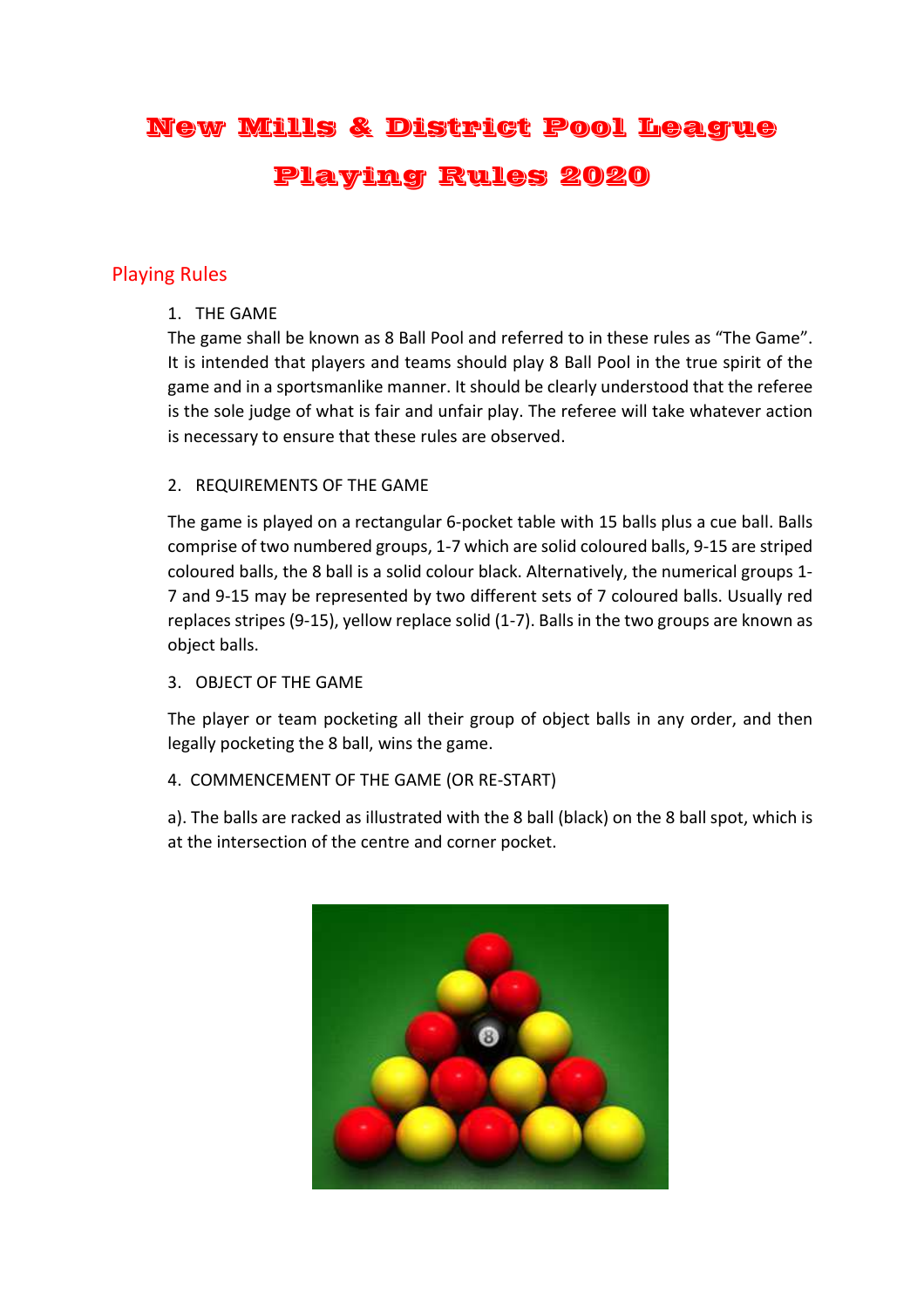# New Mills & District Pool League

# Playing Rules 2020

## Playing Rules

1. THE GAME

The game shall be known as 8 Ball Pool and referred to in these rules as "The Game". It is intended that players and teams should play 8 Ball Pool in the true spirit of the game and in a sportsmanlike manner. It should be clearly understood that the referee is the sole judge of what is fair and unfair play. The referee will take whatever action is necessary to ensure that these rules are observed.

2. REQUIREMENTS OF THE GAME

The game is played on a rectangular 6-pocket table with 15 balls plus a cue ball. Balls comprise of two numbered groups, 1-7 which are solid coloured balls, 9-15 are striped coloured balls, the 8 ball is a solid colour black. Alternatively, the numerical groups 1-7 and 9-15 may be represented by two different sets of 7 coloured balls. Usually red replaces stripes (9-15), yellow replace solid (1-7). Balls in the two groups are known as object balls.

3. OBJECT OF THE GAME

The player or team pocketing all their group of object balls in any order, and then legally pocketing the 8 ball, wins the game.

4. COMMENCEMENT OF THE GAME (OR RE-START)

a). The balls are racked as illustrated with the 8 ball (black) on the 8 ball spot, which is at the intersection of the centre and corner pocket.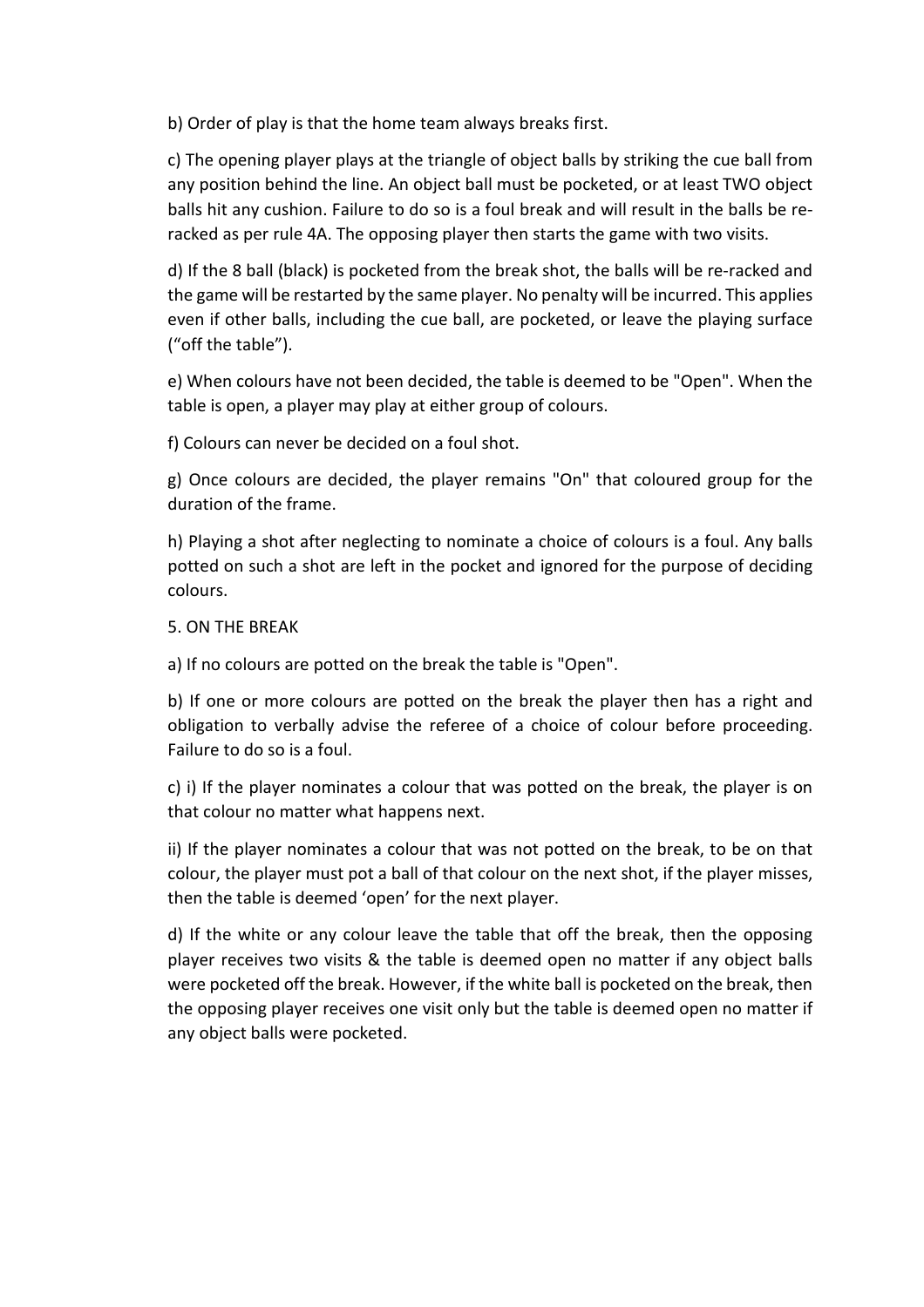b) Order of play is that the home team always breaks first.

c) The opening player plays at the triangle of object balls by striking the cue ball from any position behind the line. An object ball must be pocketed, or at least TWO object balls hit any cushion. Failure to do so is a foul break and will result in the balls be re-racked as per rule 4A. The opposing player then starts the game with two visits.

d) If the 8 ball (black) is pocketed from the break shot, the balls will be re-racked and the game will be restarted by the same player. No penalty will be incurred. This applies even if other balls, including the cue ball, are pocketed, or leave the playing surface ("off the table").

e) When colours have not been decided, the table is deemed to be "Open". When the table is open, a player may play at either group of colours.

f) Colours can never be decided on a foul shot.

g) Once colours are decided, the player remains "On" that coloured group for the duration of the frame.

h) Playing a shot after neglecting to nominate a choice of colours is a foul. Any balls potted on such a shot are left in the pocket and ignored for the purpose of deciding colours.

5. ON THE BREAK

a) If no colours are potted on the break the table is "Open".

b) If one or more colours are potted on the break the player then has a right and obligation to verbally advise the referee of a choice of colour before proceeding. Failure to do so is a foul.

c) i) If the player nominates a colour that was potted on the break, the player is on that colour no matter what happens next.

ii) If the player nominates a colour that was not potted on the break, to be on that colour, the player must pot a ball of that colour on the next shot, if the player misses, then the table is deemed 'open' for the next player.

d) If the white or any colour leave the table that off the break, then the opposing player receives two visits & the table is deemed open no matter if any object balls were pocketed off the break. However, if the white ball is pocketed on the break, then the opposing player receives one visit only but the table is deemed open no matter if any object balls were pocketed.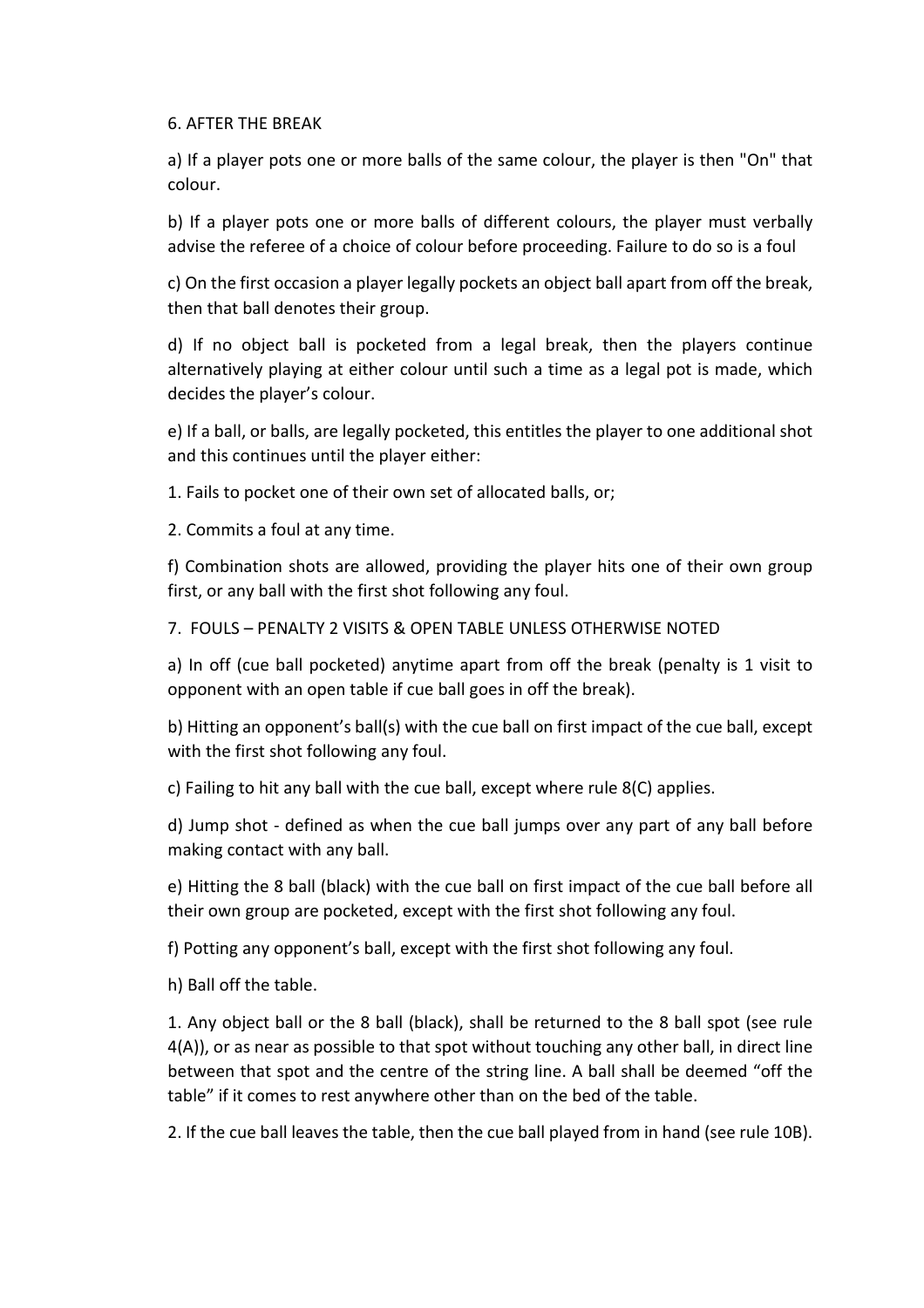## 6. AFTER THE BREAK

a) If a player pots one or more balls of the same colour, the player is then "On" that colour.

b) If a player pots one or more balls of different colours, the player must verbally advise the referee of a choice of colour before proceeding. Failure to do so is a foul

c) On the first occasion a player legally pockets an object ball apart from off the break, then that ball denotes their group.

d) If no object ball is pocketed from a legal break, then the players continue alternatively playing at either colour until such a time as a legal pot is made, which decides the player's colour.

e) If a ball, or balls, are legally pocketed, this entitles the player to one additional shot and this continues until the player either:

1. Fails to pocket one of their own set of allocated balls, or;

2. Commits a foul at any time.

f) Combination shots are allowed, providing the player hits one of their own group first, or any ball with the first shot following any foul.

## 7. FOULS – PENALTY 2 VISITS & OPEN TABLE UNLESS OTHERWISE NOTED

a) In off (cue ball pocketed) anytime apart from off the break (penalty is 1 visit to opponent with an open table if cue ball goes in off the break).

b) Hitting an opponent's ball(s) with the cue ball on first impact of the cue ball, except with the first shot following any foul.

c) Failing to hit any ball with the cue ball, except where rule 8(C) applies.

d) Jump shot - defined as when the cue ball jumps over any part of any ball before making contact with any ball.

e) Hitting the 8 ball (black) with the cue ball on first impact of the cue ball before all their own group are pocketed, except with the first shot following any foul.

f) Potting any opponent's ball, except with the first shot following any foul.

h) Ball off the table.

1. Any object ball or the 8 ball (black), shall be returned to the 8 ball spot (see rule 4(A)), or as near as possible to that spot without touching any other ball, in direct line between that spot and the centre of the string line. A ball shall be deemed "off the table" if it comes to rest anywhere other than on the bed of the table.

2. If the cue ball leaves the table, then the cue ball played from in hand (see rule 10B).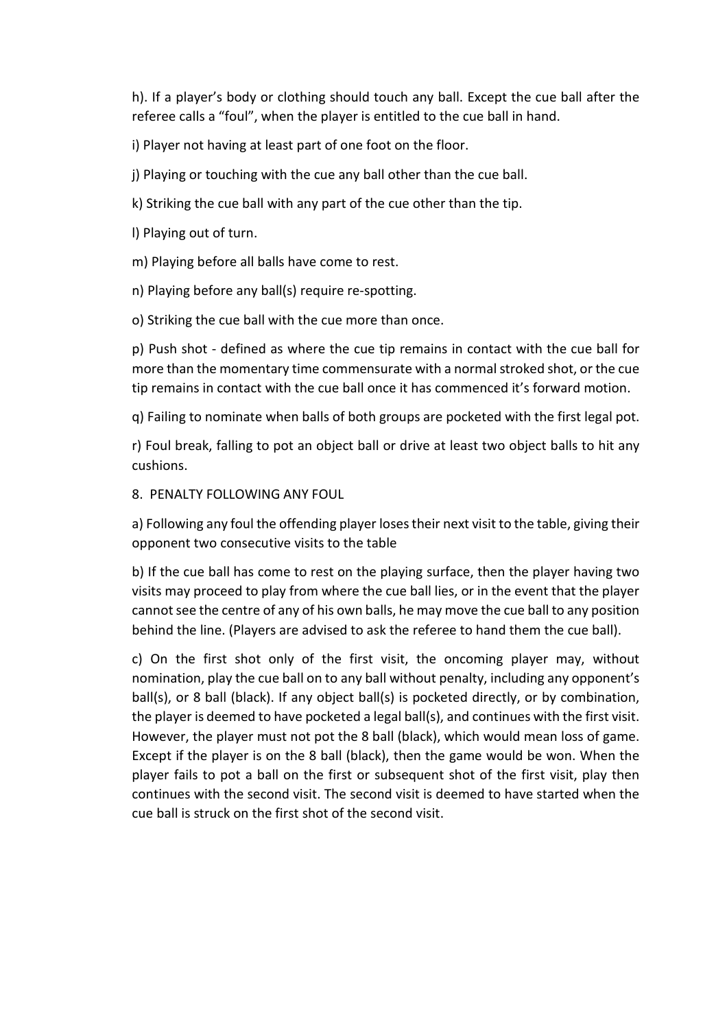h). If a player’s body or clothing should touch any ball. Except the cue ball after the referee calls a “foul”, when the player is entitled to the cue ball in hand.

i) Player not having at least part of one foot on the floor.

j) Playing or touching with the cue any ball other than the cue ball.

k) Striking the cue ball with any part of the cue other than the tip.

l) Playing out of turn.

m) Playing before all balls have come to rest.

n) Playing before any ball(s) require re-spotting.

o) Striking the cue ball with the cue more than once.

p) Push shot - defined as where the cue tip remains in contact with the cue ball for more than the momentary time commensurate with a normal stroked shot, or the cue tip remains in contact with the cue ball once it has commenced it’s forward motion.

q) Failing to nominate when balls of both groups are pocketed with the first legal pot.

r) Foul break, falling to pot an object ball or drive at least two object balls to hit any cushions.

8. PENALTY FOLLOWING ANY FOUL

a) Following any foul the offending player loses their next visit to the table, giving their opponent two consecutive visits to the table

b) If the cue ball has come to rest on the playing surface, then the player having two visits may proceed to play from where the cue ball lies, or in the event that the player cannot see the centre of any of his own balls, he may move the cue ball to any position behind the line. (Players are advised to ask the referee to hand them the cue ball).

c) On the first shot only of the first visit, the oncoming player may, without nomination, play the cue ball on to any ball without penalty, including any opponent’s ball(s), or 8 ball (black). If any object ball(s) is pocketed directly, or by combination, the player is deemed to have pocketed a legal ball(s), and continues with the first visit. However, the player must not pot the 8 ball (black), which would mean loss of game. Except if the player is on the 8 ball (black), then the game would be won. When the player fails to pot a ball on the first or subsequent shot of the first visit, play then continues with the second visit. The second visit is deemed to have started when the cue ball is struck on the first shot of the second visit.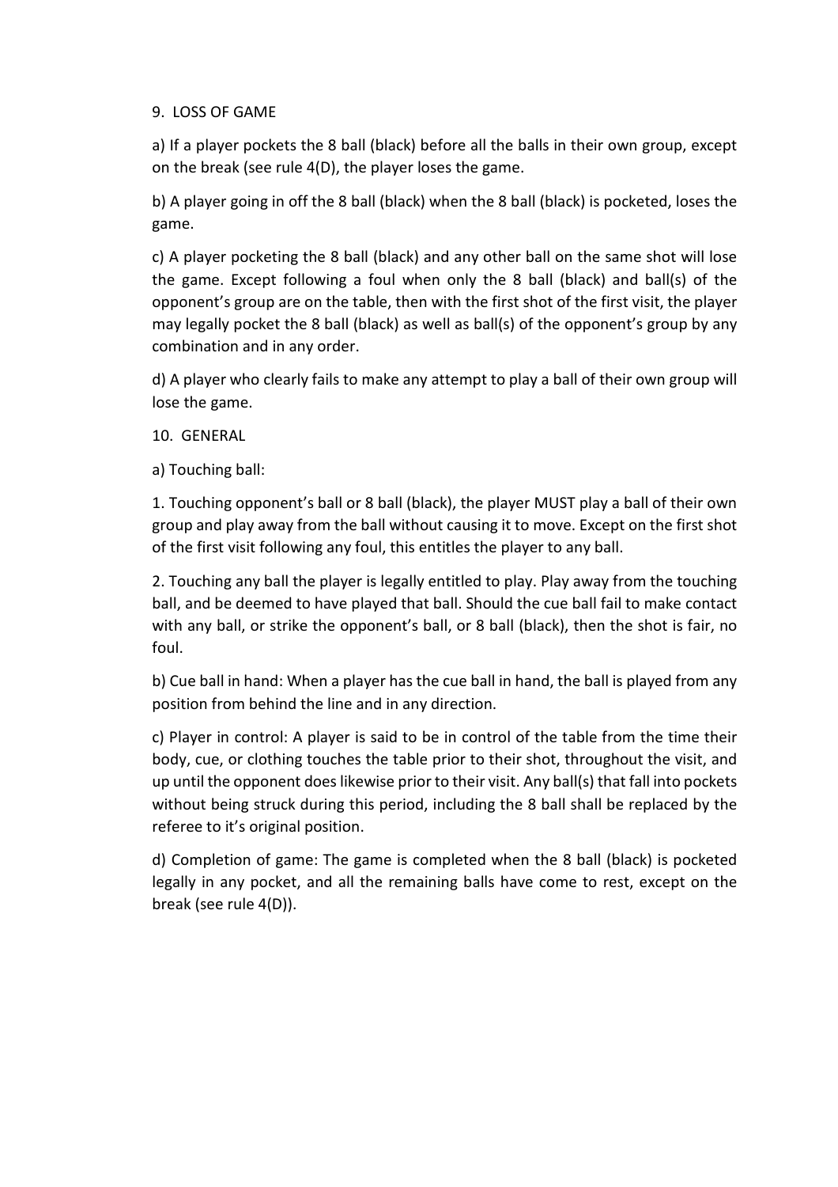## 9. LOSS OF GAME

a) If a player pockets the 8 ball (black) before all the balls in their own group, except on the break (see rule 4(D), the player loses the game.

b) A player going in off the 8 ball (black) when the 8 ball (black) is pocketed, loses the game.

c) A player pocketing the 8 ball (black) and any other ball on the same shot will lose the game. Except following a foul when only the 8 ball (black) and ball(s) of the opponent's group are on the table, then with the first shot of the first visit, the player may legally pocket the 8 ball (black) as well as ball(s) of the opponent's group by any combination and in any order.

d) A player who clearly fails to make any attempt to play a ball of their own group will lose the game.

## 10. GENERAL

a) Touching ball:

1. Touching opponent's ball or 8 ball (black), the player MUST play a ball of their own group and play away from the ball without causing it to move. Except on the first shot of the first visit following any foul, this entitles the player to any ball.

2. Touching any ball the player is legally entitled to play. Play away from the touching ball, and be deemed to have played that ball. Should the cue ball fail to make contact with any ball, or strike the opponent's ball, or 8 ball (black), then the shot is fair, no foul.

b) Cue ball in hand: When a player has the cue ball in hand, the ball is played from any position from behind the line and in any direction.

c) Player in control: A player is said to be in control of the table from the time their body, cue, or clothing touches the table prior to their shot, throughout the visit, and up until the opponent does likewise prior to their visit. Any ball(s) that fall into pockets without being struck during this period, including the 8 ball shall be replaced by the referee to it's original position.

d) Completion of game: The game is completed when the 8 ball (black) is pocketed legally in any pocket, and all the remaining balls have come to rest, except on the break (see rule 4(D)).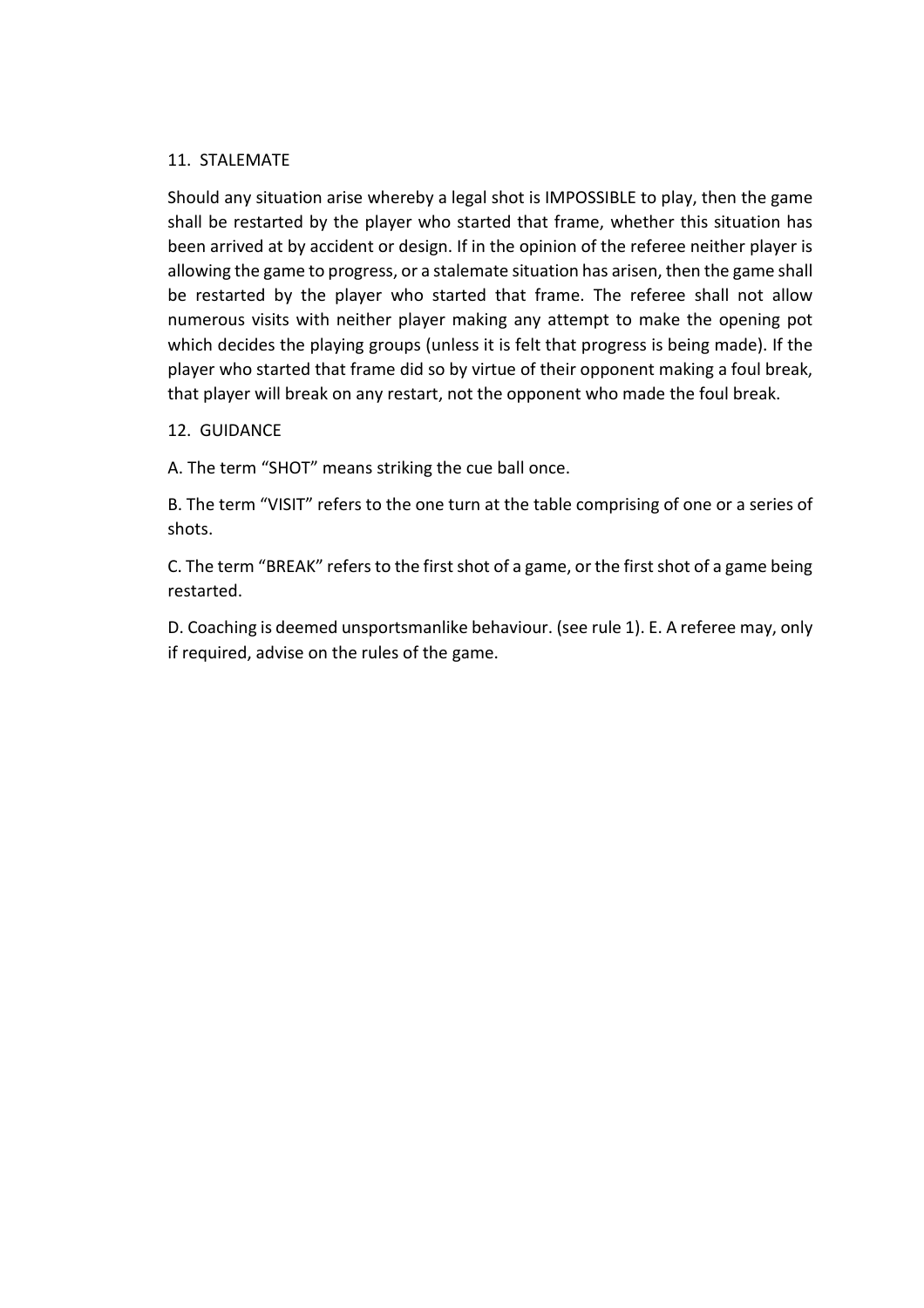## 11. STALEMATE

Should any situation arise whereby a legal shot is IMPOSSIBLE to play, then the game shall be restarted by the player who started that frame, whether this situation has been arrived at by accident or design. If in the opinion of the referee neither player is allowing the game to progress, or a stalemate situation has arisen, then the game shall be restarted by the player who started that frame. The referee shall not allow numerous visits with neither player making any attempt to make the opening pot which decides the playing groups (unless it is felt that progress is being made). If the player who started that frame did so by virtue of their opponent making a foul break, that player will break on any restart, not the opponent who made the foul break.

## 12. GUIDANCE

A. The term "SHOT" means striking the cue ball once.

B. The term "VISIT" refers to the one turn at the table comprising of one or a series of shots.

C. The term "BREAK" refers to the first shot of a game, or the first shot of a game being restarted.

D. Coaching is deemed unsportsmanlike behaviour. (see rule 1). E. A referee may, only if required, advise on the rules of the game.